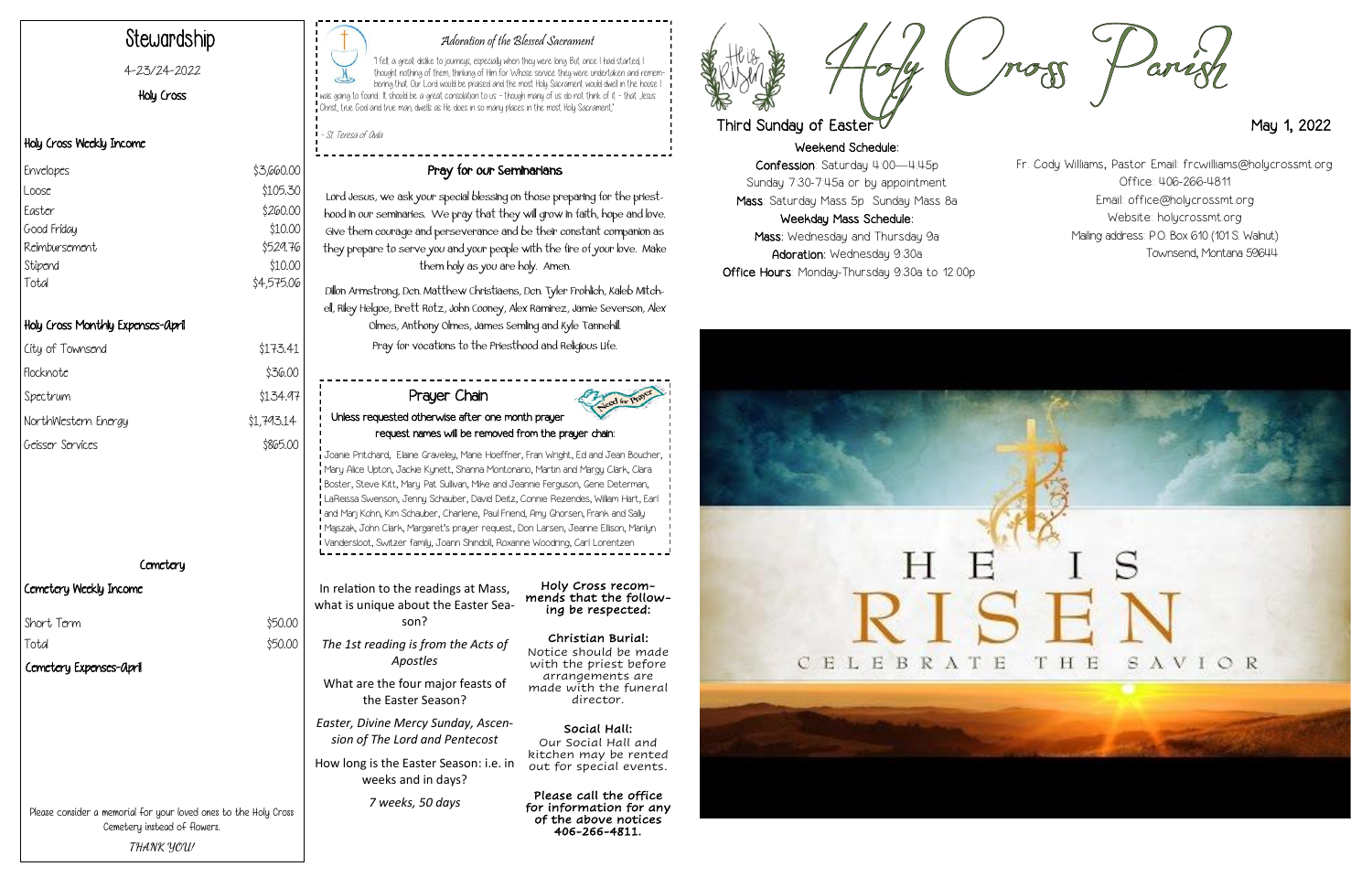# Holy Cross Parish

## Third Sunday of Easter

May 1, 2022

**Weekend Schedule:**

**Confession**: Saturday 4:00—4:45p
Sunday 7:30-7:45a or by appointment

**Mass**: Saturday Mass 5p Sunday Mass 8a

**Weekday Mass Schedule:**

**Mass**: Wednesday and Thursday 9a

**Adoration**: Wednesday 9:30a

**Office Hours**: Monday-Thursday 9:30a to 12:00p

Fr. Cody Williams, Pastor Email: frcwilliams@holycrossmt.org
Office: 406-266-4811
Email: office@holycrossmt.org
Website: holycrossmt.org
Mailing address: P.O. Box 610 (101 S. Walnut)
Townsend, Montana 59644

## Stewardship

4-23/24-2022

Holy Cross

### Holy Cross Weekly Income

| | |
|---|---|
| Envelopes | $3,660.00 |
| Loose | $105.30 |
| Easter | $260.00 |
| Good Friday | $10.00 |
| Reimbursement | $529.76 |
| Stipend | $10.00 |
| Total | $4,575.06 |

### Holy Cross Monthly Expenses-April

| | |
|---|---|
| City of Townsend | $173.41 |
| Flocknote | $36.00 |
| Spectrum | $134.97 |
| NorthWestern Energy | $1,793.14 |
| Geisser Services | $865.00 |

### Cemetery

#### Cemetery Weekly Income

| | |
|---|---|
| Short Term | $50.00 |
| Total | $50.00 |

#### Cemetery Expenses-April

Please consider a memorial for your loved ones to the Holy Cross Cemetery instead of flowers.

*THANK YOU!*

### *Adoration of the Blessed Sacrament*

"I felt a great dislike to journeys, especially when they were long. But once I had started, I thought nothing of them, thinking of Him for Whose service they were undertaken and remembering that Our Lord would be praised and the most Holy Sacrament would dwell in the house I was going to found. It should be a great consolation to us - though many of us do not think of it - that Jesus Christ, true God and true man, dwells as He does in so many places in the most Holy Sacrament."

*- St. Teresa of Avila*

### Pray for our Seminarians

Lord Jesus, we ask your special blessing on those preparing for the priesthood in our seminaries. We pray that they will grow in faith, hope and love. Give them courage and perseverance and be their constant companion as they prepare to serve you and your people with the fire of your love. Make them holy as you are holy. Amen.

Dillon Armstrong, Dcn. Matthew Christiaens, Dcn. Tyler Frohlich, Kaleb Mitchell, Riley Helgoe, Brett Rotz, John Cooney, Alex Ramirez, Jamie Severson, Alex Olmes, Anthony Olmes, James Semling and Kyle Tannehill.

Pray for vocations to the Priesthood and Religious Life.

### Prayer Chain

**Unless requested otherwise after one month prayer request names will be removed from the prayer chain:**

Joanie Pritchard, Elaine Graveley, Marie Hoeffner, Fran Wright, Ed and Jean Boucher, Mary Alice Upton, Jackie Kynett, Shanna Montonario, Martin and Margy Clark, Clara Boster, Steve Kitt, Mary Pat Sullivan, Mike and Jeannie Ferguson, Gene Determan, LaReissa Swenson, Jenny Schauber, David Deitz, Connie Rezendes, William Hart, Earl and Marj Kohn, Kim Schauber, Charlene, Paul Friend, Amy Ghorsen, Frank and Sally Majszak, John Clark, Margaret's prayer request, Don Larsen, Jeanne Ellison, Marilyn Vandersloot, Switzer family, Joann Shindoll, Roxanne Woodring, Carl Lorentzen

In relation to the readings at Mass, what is unique about the Easter Season?

*The 1st reading is from the Acts of Apostles*

What are the four major feasts of the Easter Season?

*Easter, Divine Mercy Sunday, Ascension of The Lord and Pentecost*

How long is the Easter Season: i.e. in weeks and in days?

*7 weeks, 50 days*

**Holy Cross recommends that the following be respected:**

**Christian Burial:**
Notice should be made with the priest before arrangements are made with the funeral director.

**Social Hall:**
Our Social Hall and kitchen may be rented out for special events.

**Please call the office for information for any of the above notices 406-266-4811.**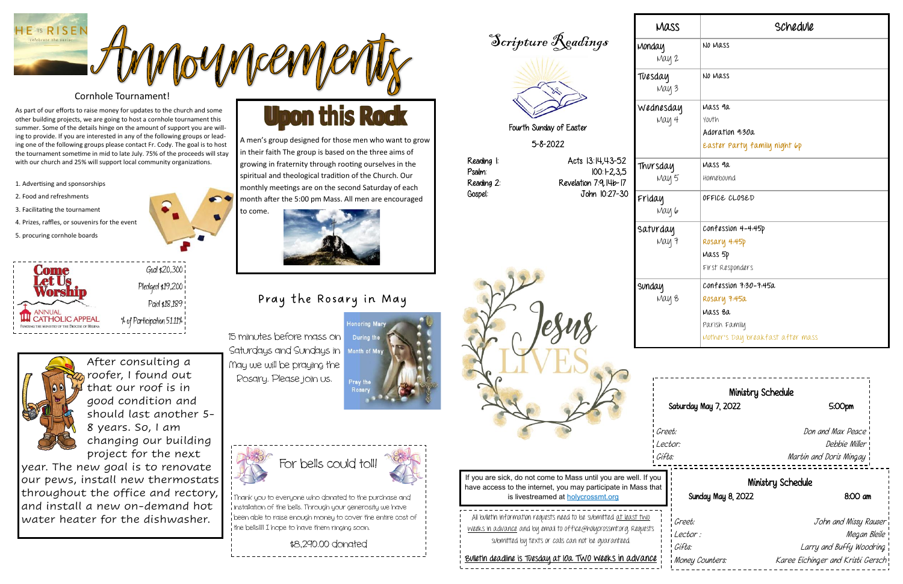# Announcements

## Cornhole Tournament!

As part of our efforts to raise money for updates to the church and some other building projects, we are going to host a cornhole tournament this summer. Some of the details hinge on the amount of support you are willing to provide. If you are interested in any of the following groups or leading one of the following groups please contact Fr. Cody. The goal is to host the tournament sometime in mid to late July. 75% of the proceeds will stay with our church and 25% will support local community organizations.

1. Advertising and sponsorships
2. Food and refreshments
3. Facilitating the tournament
4. Prizes, raffles, or souvenirs for the event
5. procuring cornhole boards

**Come Let Us Worship** — ANNUAL CATHOLIC APPEAL — Funding the Ministry of the Diocese of Helena

Goal $20,300
Pledged $19,200
Paid $18,189
% of Participation 51.11%

After consulting a roofer, I found out that our roof is in good condition and should last another 5-8 years. So, I am changing our building project for the next year. The new goal is to renovate our pews, install new thermostats throughout the office and rectory, and install a new on-demand hot water heater for the dishwasher.

## Upon this Rock

A men's group designed for those men who want to grow in their faith The group is based on the three aims of growing in fraternity through rooting ourselves in the spiritual and theological tradition of the Church. Our monthly meetings are on the second Saturday of each month after the 5:00 pm Mass. All men are encouraged to come.

## Pray the Rosary in May

15 minutes before mass on Saturdays and Sundays in May we will be praying the Rosary. Please join us.

Honoring Mary During the Month of May — Pray the Rosary

## For bells could toll

Thank you to everyone who donated to the purchase and installation of the bells. Through your generosity we have been able to raise enough money to cover the entire cost of the bells!!! I hope to have them ringing soon.

$8,290.00 donated

## Scripture Readings

Fourth Sunday of Easter

5-8-2022

| | |
|---|---|
| Reading 1: | Acts 13:14,43-52 |
| Psalm: | 100:1-2,3,5 |
| Reading 2: | Revelation 7:9,14b-17 |
| Gospel: | John 10:27-30 |

Jesus LIVES

If you are sick, do not come to Mass until you are well. If you have access to the internet, you may participate in Mass that is livestreamed at holycrossmt.org

All bulletin information requests need to be submitted at least two weeks in advance and by email to office@holycrossmt.org. Requests submitted by texts or calls can not be guaranteed.

Bulletin deadline is Tuesday at 10a TWO weeks in advance

## Mass Schedule

| Mass | Schedule |
|---|---|
| Monday May 2 | No Mass |
| Tuesday May 3 | No Mass |
| Wednesday May 4 | Mass 9a<br>Youth<br>Adoration 9:30a<br>Easter Party family night 6p |
| Thursday May 5 | Mass 9a<br>Homebound |
| Friday May 6 | OFFICE CLOSED |
| Saturday May 7 | Confession 4-4:45p<br>Rosary 4:45p<br>Mass 5p<br>First Responders |
| Sunday May 8 | Confession 7:30-7:45a<br>Rosary 7:45a<br>Mass 8a<br>Parish Family<br>Mother's Day breakfast after mass |

## Ministry Schedule

Saturday May 7, 2022 — 5:00pm

| | |
|---|---|
| Greet: | Don and Max Peace |
| Lector: | Debbie Miller |
| Gifts: | Martin and Doris Mingay |

## Ministry Schedule

Sunday May 8, 2022 — 8:00 am

| | |
|---|---|
| Greet: | John and Missy Rauser |
| Lector : | Megan Bleile |
| Gifts: | Larry and Buffy Woodring |
| Money Counters: | Karee Eichinger and Kristi Gersch |